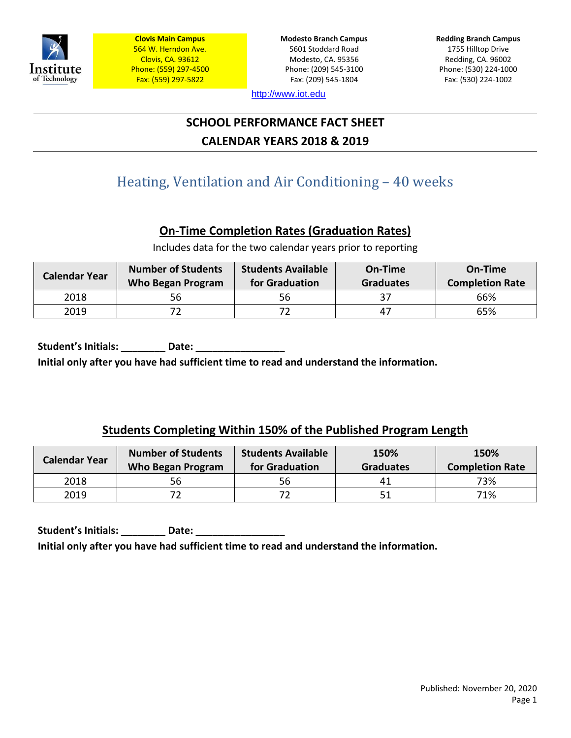Institute of Technology

**Clovis Main Campus**
564 W. Herndon Ave.
Clovis, CA. 93612
Phone: (559) 297-4500
Fax: (559) 297-5822

**Modesto Branch Campus**
5601 Stoddard Road
Modesto, CA. 95356
Phone: (209) 545-3100
Fax: (209) 545-1804

**Redding Branch Campus**
1755 Hilltop Drive
Redding, CA. 96002
Phone: (530) 224-1000
Fax: (530) 224-1002

http://www.iot.edu

# SCHOOL PERFORMANCE FACT SHEET
# CALENDAR YEARS 2018 & 2019

## Heating, Ventilation and Air Conditioning – 40 weeks

### On-Time Completion Rates (Graduation Rates)

Includes data for the two calendar years prior to reporting

| Calendar Year | Number of Students Who Began Program | Students Available for Graduation | On-Time Graduates | On-Time Completion Rate |
|---|---|---|---|---|
| 2018 | 56 | 56 | 37 | 66% |
| 2019 | 72 | 72 | 47 | 65% |

**Student's Initials: ________ Date: ________________**
**Initial only after you have had sufficient time to read and understand the information.**

### Students Completing Within 150% of the Published Program Length

| Calendar Year | Number of Students Who Began Program | Students Available for Graduation | 150% Graduates | 150% Completion Rate |
|---|---|---|---|---|
| 2018 | 56 | 56 | 41 | 73% |
| 2019 | 72 | 72 | 51 | 71% |

**Student's Initials: ________ Date: ________________**
**Initial only after you have had sufficient time to read and understand the information.**

Published: November 20, 2020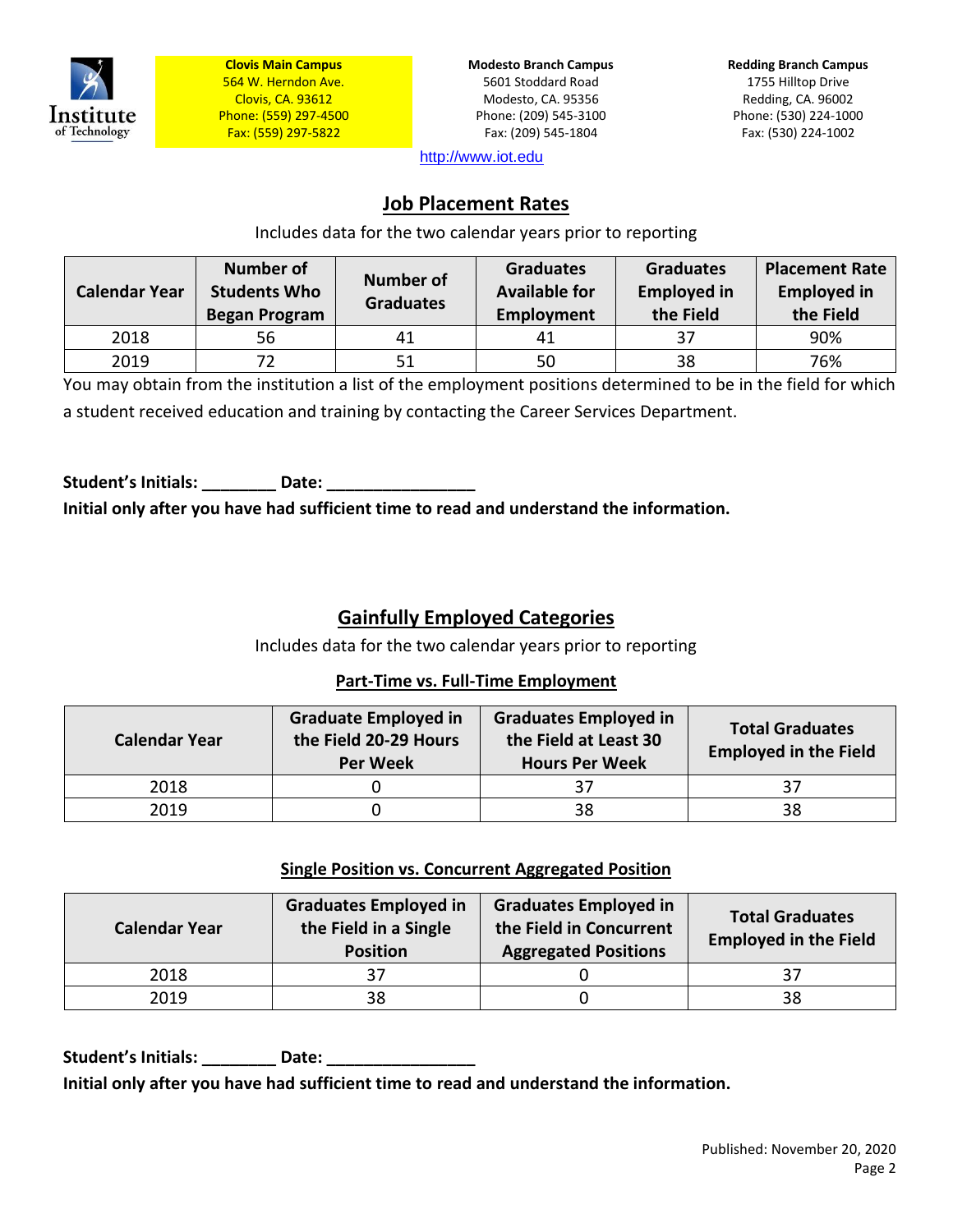**Clovis Main Campus**
564 W. Herndon Ave.
Clovis, CA. 93612
Phone: (559) 297-4500
Fax: (559) 297-5822

**Modesto Branch Campus**
5601 Stoddard Road
Modesto, CA. 95356
Phone: (209) 545-3100
Fax: (209) 545-1804

**Redding Branch Campus**
1755 Hilltop Drive
Redding, CA. 96002
Phone: (530) 224-1000
Fax: (530) 224-1002

http://www.iot.edu

## Job Placement Rates

Includes data for the two calendar years prior to reporting

| Calendar Year | Number of Students Who Began Program | Number of Graduates | Graduates Available for Employment | Graduates Employed in the Field | Placement Rate Employed in the Field |
|---|---|---|---|---|---|
| 2018 | 56 | 41 | 41 | 37 | 90% |
| 2019 | 72 | 51 | 50 | 38 | 76% |

You may obtain from the institution a list of the employment positions determined to be in the field for which a student received education and training by contacting the Career Services Department.

**Student's Initials: ________ Date: ________________**

**Initial only after you have had sufficient time to read and understand the information.**

## Gainfully Employed Categories

Includes data for the two calendar years prior to reporting

### Part-Time vs. Full-Time Employment

| Calendar Year | Graduate Employed in the Field 20-29 Hours Per Week | Graduates Employed in the Field at Least 30 Hours Per Week | Total Graduates Employed in the Field |
|---|---|---|---|
| 2018 | 0 | 37 | 37 |
| 2019 | 0 | 38 | 38 |

### Single Position vs. Concurrent Aggregated Position

| Calendar Year | Graduates Employed in the Field in a Single Position | Graduates Employed in the Field in Concurrent Aggregated Positions | Total Graduates Employed in the Field |
|---|---|---|---|
| 2018 | 37 | 0 | 37 |
| 2019 | 38 | 0 | 38 |

**Student's Initials: ________ Date: ________________**

**Initial only after you have had sufficient time to read and understand the information.**

Published: November 20, 2020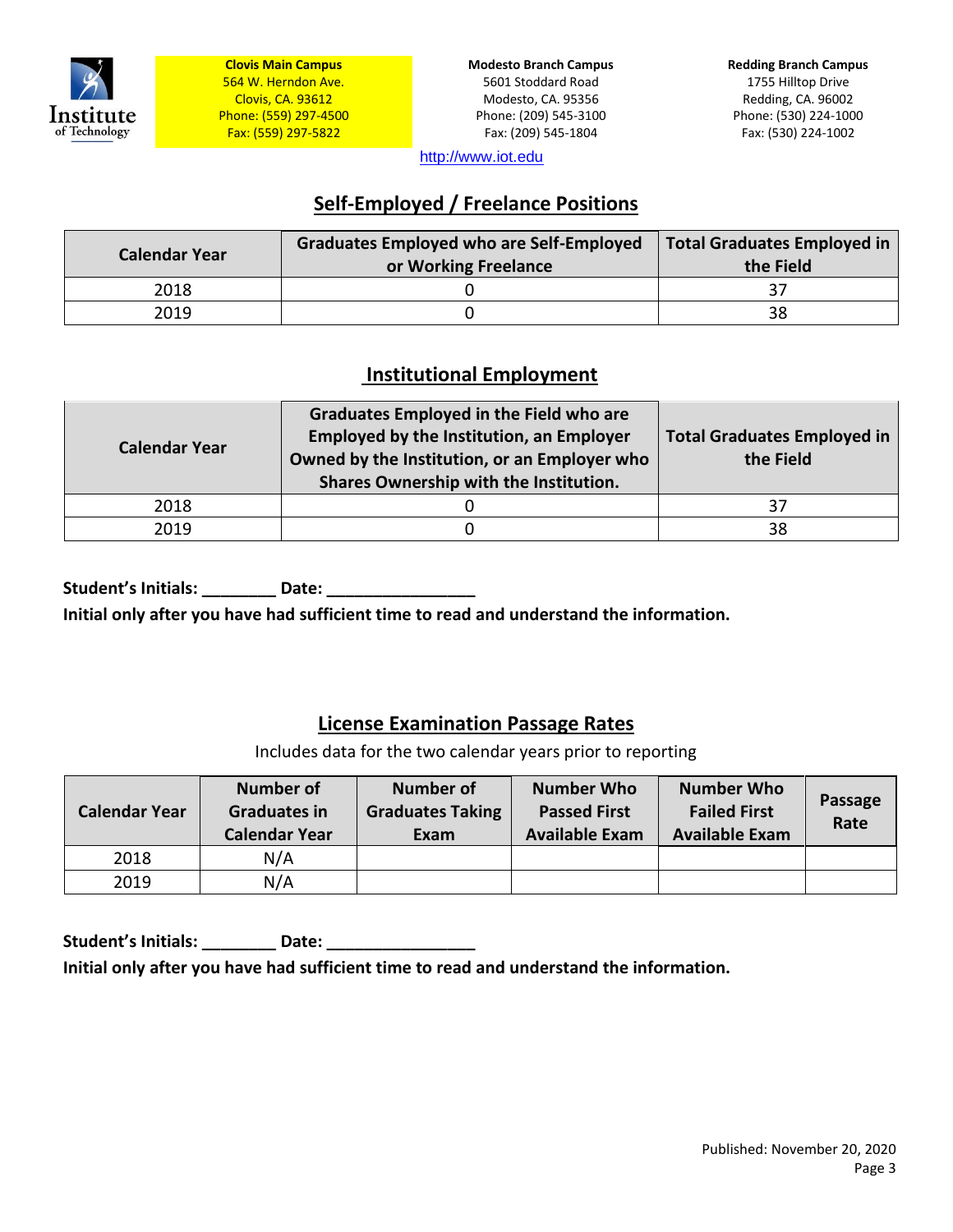**Clovis Main Campus**
564 W. Herndon Ave.
Clovis, CA. 93612
Phone: (559) 297-4500
Fax: (559) 297-5822

**Modesto Branch Campus**
5601 Stoddard Road
Modesto, CA. 95356
Phone: (209) 545-3100
Fax: (209) 545-1804

**Redding Branch Campus**
1755 Hilltop Drive
Redding, CA. 96002
Phone: (530) 224-1000
Fax: (530) 224-1002

http://www.iot.edu

## Self-Employed / Freelance Positions

| Calendar Year | Graduates Employed who are Self-Employed or Working Freelance | Total Graduates Employed in the Field |
|---|---|---|
| 2018 | 0 | 37 |
| 2019 | 0 | 38 |

## Institutional Employment

| Calendar Year | Graduates Employed in the Field who are Employed by the Institution, an Employer Owned by the Institution, or an Employer who Shares Ownership with the Institution. | Total Graduates Employed in the Field |
|---|---|---|
| 2018 | 0 | 37 |
| 2019 | 0 | 38 |

**Student's Initials: ________ Date: ________________**
**Initial only after you have had sufficient time to read and understand the information.**

## License Examination Passage Rates

Includes data for the two calendar years prior to reporting

| Calendar Year | Number of Graduates in Calendar Year | Number of Graduates Taking Exam | Number Who Passed First Available Exam | Number Who Failed First Available Exam | Passage Rate |
|---|---|---|---|---|---|
| 2018 | N/A | | | | |
| 2019 | N/A | | | | |

**Student's Initials: ________ Date: ________________**
**Initial only after you have had sufficient time to read and understand the information.**

Published: November 20, 2020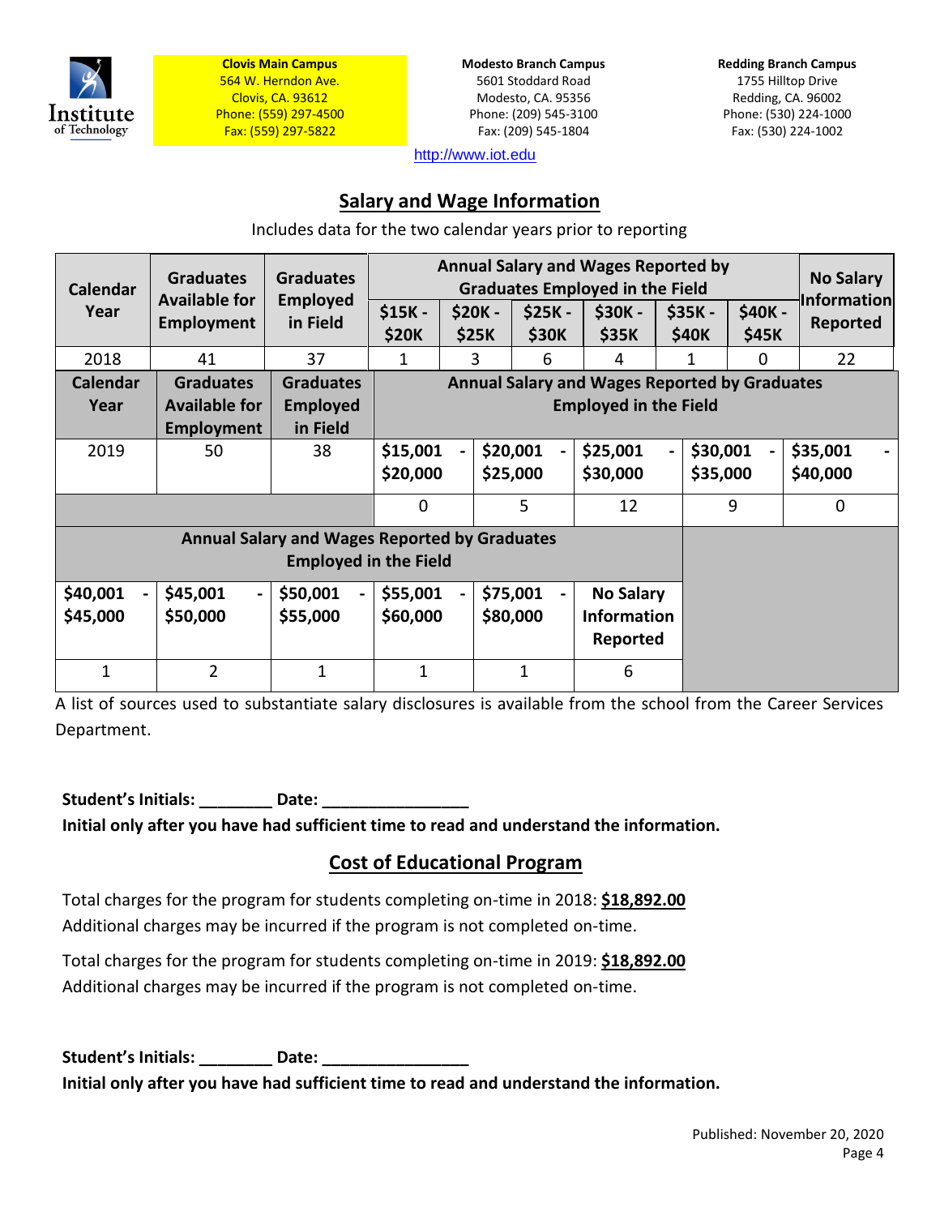**Clovis Main Campus**
564 W. Herndon Ave.
Clovis, CA. 93612
Phone: (559) 297-4500
Fax: (559) 297-5822

**Modesto Branch Campus**
5601 Stoddard Road
Modesto, CA. 95356
Phone: (209) 545-3100
Fax: (209) 545-1804

**Redding Branch Campus**
1755 Hilltop Drive
Redding, CA. 96002
Phone: (530) 224-1000
Fax: (530) 224-1002

http://www.iot.edu

## Salary and Wage Information

Includes data for the two calendar years prior to reporting

| Calendar Year | Graduates Available for Employment | Graduates Employed in Field | Annual Salary and Wages Reported by Graduates Employed in the Field | | | | | | No Salary Information Reported |
|---|---|---|---|---|---|---|---|---|---|
| | | | $15K - $20K | $20K - $25K | $25K - $30K | $30K - $35K | $35K - $40K | $40K - $45K | |
| 2018 | 41 | 37 | 1 | 3 | 6 | 4 | 1 | 0 | 22 |

| Calendar Year | Graduates Available for Employment | Graduates Employed in Field | Annual Salary and Wages Reported by Graduates Employed in the Field | | | | |
|---|---|---|---|---|---|---|---|
| | | | $15,001 - $20,000 | $20,001 - $25,000 | $25,001 - $30,000 | $30,001 - $35,000 | $35,001 - $40,000 |
| 2019 | 50 | 38 | 0 | 5 | 12 | 9 | 0 |

| Annual Salary and Wages Reported by Graduates Employed in the Field | | | | | |
|---|---|---|---|---|---|
| $40,001 - $45,000 | $45,001 - $50,000 | $50,001 - $55,000 | $55,001 - $60,000 | $75,001 - $80,000 | No Salary Information Reported |
| 1 | 2 | 1 | 1 | 1 | 6 |

A list of sources used to substantiate salary disclosures is available from the school from the Career Services Department.

**Student's Initials: ________ Date: ________________**
**Initial only after you have had sufficient time to read and understand the information.**

## Cost of Educational Program

Total charges for the program for students completing on-time in 2018: **$18,892.00**
Additional charges may be incurred if the program is not completed on-time.

Total charges for the program for students completing on-time in 2019: **$18,892.00**
Additional charges may be incurred if the program is not completed on-time.

**Student's Initials: ________ Date: ________________**
**Initial only after you have had sufficient time to read and understand the information.**

Published: November 20, 2020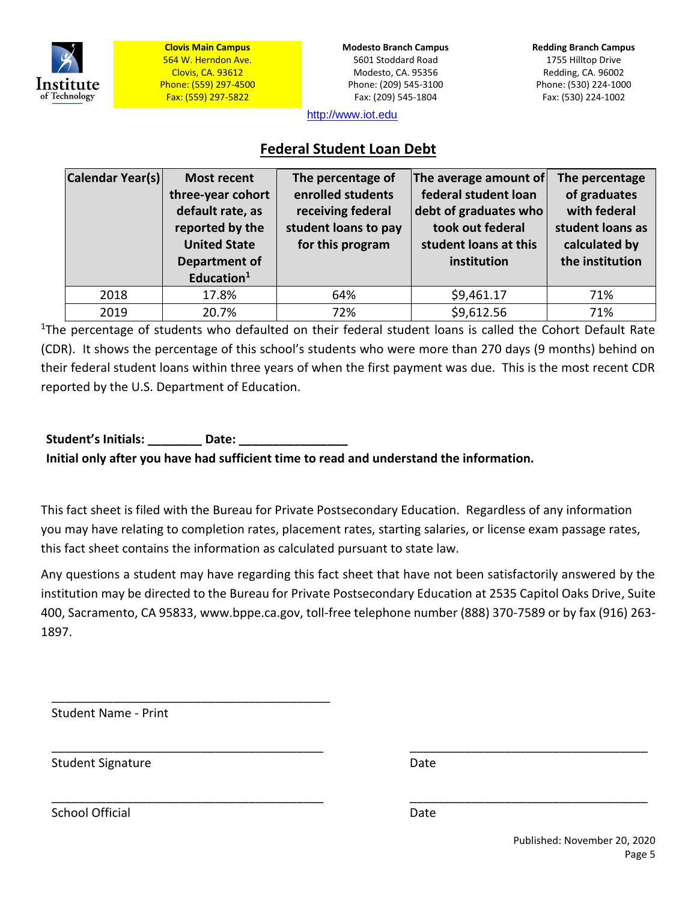**Clovis Main Campus**
564 W. Herndon Ave.
Clovis, CA. 93612
Phone: (559) 297-4500
Fax: (559) 297-5822

**Modesto Branch Campus**
5601 Stoddard Road
Modesto, CA. 95356
Phone: (209) 545-3100
Fax: (209) 545-1804

**Redding Branch Campus**
1755 Hilltop Drive
Redding, CA. 96002
Phone: (530) 224-1000
Fax: (530) 224-1002

http://www.iot.edu

## Federal Student Loan Debt

| Calendar Year(s) | Most recent three-year cohort default rate, as reported by the United State Department of Education[1] | The percentage of enrolled students receiving federal student loans to pay for this program | The average amount of federal student loan debt of graduates who took out federal student loans at this institution | The percentage of graduates with federal student loans as calculated by the institution |
|---|---|---|---|---|
| 2018 | 17.8% | 64% | $9,461.17 | 71% |
| 2019 | 20.7% | 72% | $9,612.56 | 71% |

[1]The percentage of students who defaulted on their federal student loans is called the Cohort Default Rate (CDR). It shows the percentage of this school's students who were more than 270 days (9 months) behind on their federal student loans within three years of when the first payment was due. This is the most recent CDR reported by the U.S. Department of Education.

**Student's Initials: ________ Date: ________________**
**Initial only after you have had sufficient time to read and understand the information.**

This fact sheet is filed with the Bureau for Private Postsecondary Education. Regardless of any information you may have relating to completion rates, placement rates, starting salaries, or license exam passage rates, this fact sheet contains the information as calculated pursuant to state law.

Any questions a student may have regarding this fact sheet that have not been satisfactorily answered by the institution may be directed to the Bureau for Private Postsecondary Education at 2535 Capitol Oaks Drive, Suite 400, Sacramento, CA 95833, www.bppe.ca.gov, toll-free telephone number (888) 370-7589 or by fax (916) 263-1897.

\_\_\_\_\_\_\_\_\_\_\_\_\_\_\_\_\_\_\_\_\_\_\_\_\_\_\_\_\_\_\_\_\_\_\_\_\_\_\_\_
Student Name - Print

\_\_\_\_\_\_\_\_\_\_\_\_\_\_\_\_\_\_\_\_\_\_\_\_\_\_\_\_\_\_\_\_\_\_\_\_\_\_\_\_ \_\_\_\_\_\_\_\_\_\_\_\_\_\_\_\_\_\_\_\_\_\_\_\_\_\_\_\_\_\_\_\_\_\_\_
Student Signature Date

\_\_\_\_\_\_\_\_\_\_\_\_\_\_\_\_\_\_\_\_\_\_\_\_\_\_\_\_\_\_\_\_\_\_\_\_\_\_\_\_ \_\_\_\_\_\_\_\_\_\_\_\_\_\_\_\_\_\_\_\_\_\_\_\_\_\_\_\_\_\_\_\_\_\_\_
School Official Date

Published: November 20, 2020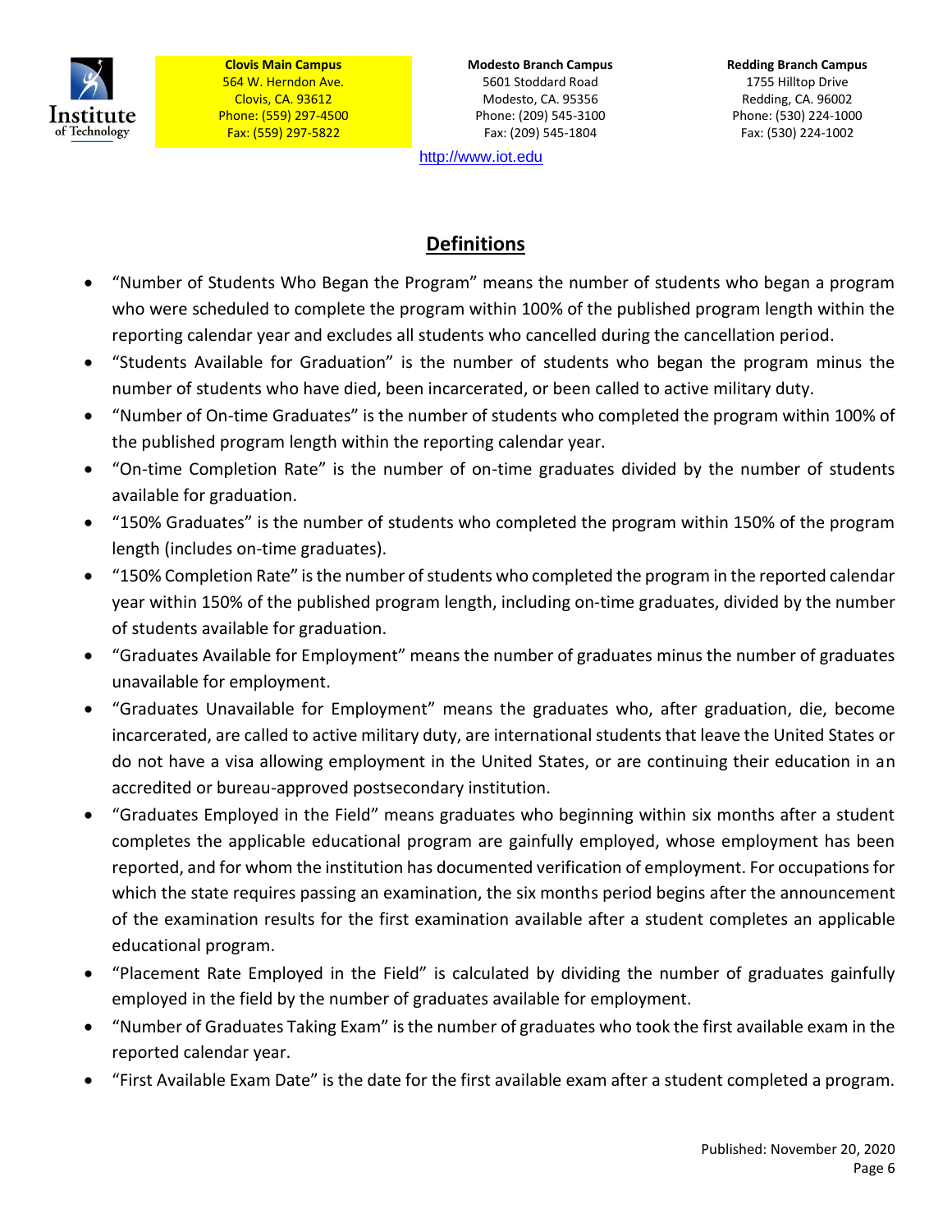## Definitions

- "Number of Students Who Began the Program" means the number of students who began a program who were scheduled to complete the program within 100% of the published program length within the reporting calendar year and excludes all students who cancelled during the cancellation period.
- "Students Available for Graduation" is the number of students who began the program minus the number of students who have died, been incarcerated, or been called to active military duty.
- "Number of On-time Graduates" is the number of students who completed the program within 100% of the published program length within the reporting calendar year.
- "On-time Completion Rate" is the number of on-time graduates divided by the number of students available for graduation.
- "150% Graduates" is the number of students who completed the program within 150% of the program length (includes on-time graduates).
- "150% Completion Rate" is the number of students who completed the program in the reported calendar year within 150% of the published program length, including on-time graduates, divided by the number of students available for graduation.
- "Graduates Available for Employment" means the number of graduates minus the number of graduates unavailable for employment.
- "Graduates Unavailable for Employment" means the graduates who, after graduation, die, become incarcerated, are called to active military duty, are international students that leave the United States or do not have a visa allowing employment in the United States, or are continuing their education in an accredited or bureau-approved postsecondary institution.
- "Graduates Employed in the Field" means graduates who beginning within six months after a student completes the applicable educational program are gainfully employed, whose employment has been reported, and for whom the institution has documented verification of employment. For occupations for which the state requires passing an examination, the six months period begins after the announcement of the examination results for the first examination available after a student completes an applicable educational program.
- "Placement Rate Employed in the Field" is calculated by dividing the number of graduates gainfully employed in the field by the number of graduates available for employment.
- "Number of Graduates Taking Exam" is the number of graduates who took the first available exam in the reported calendar year.
- "First Available Exam Date" is the date for the first available exam after a student completed a program.

Published: November 20, 2020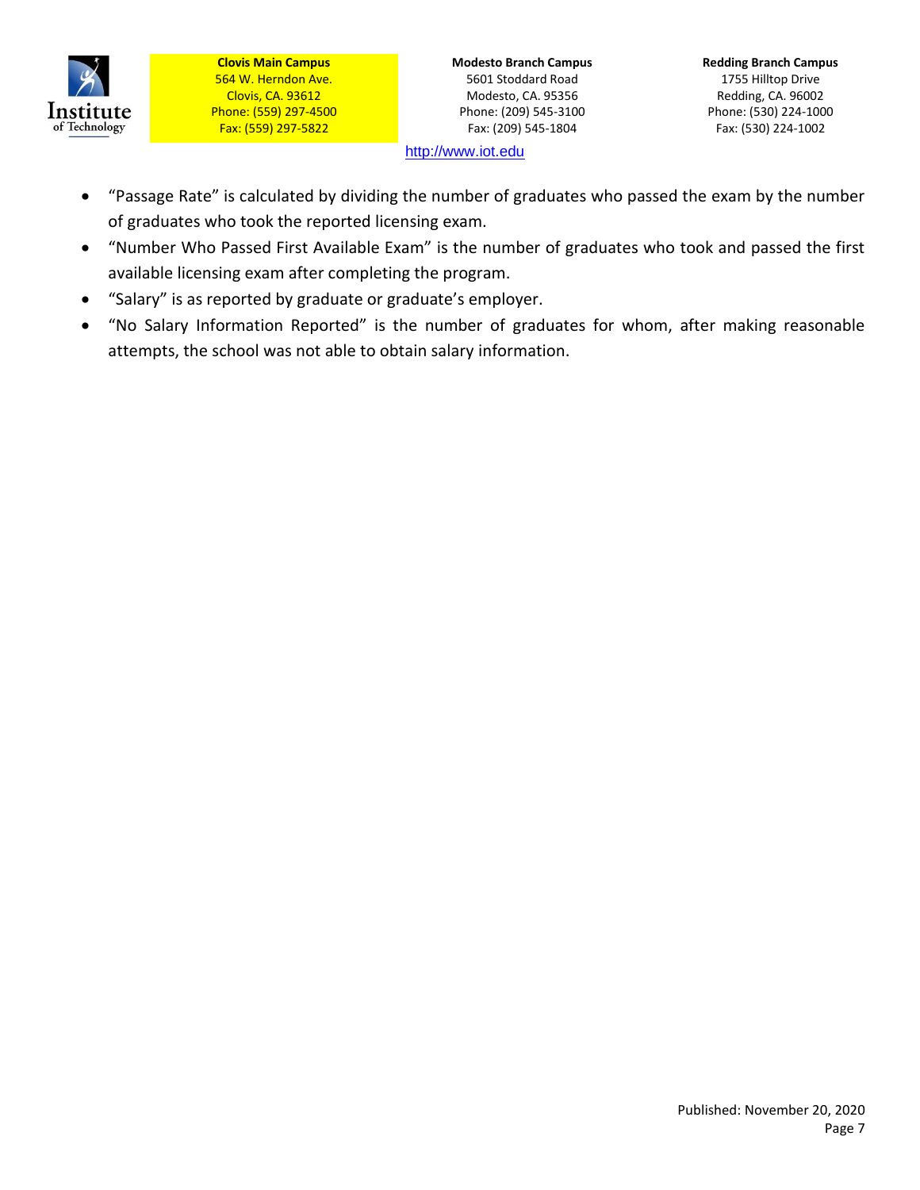- "Passage Rate" is calculated by dividing the number of graduates who passed the exam by the number of graduates who took the reported licensing exam.
- "Number Who Passed First Available Exam" is the number of graduates who took and passed the first available licensing exam after completing the program.
- "Salary" is as reported by graduate or graduate's employer.
- "No Salary Information Reported" is the number of graduates for whom, after making reasonable attempts, the school was not able to obtain salary information.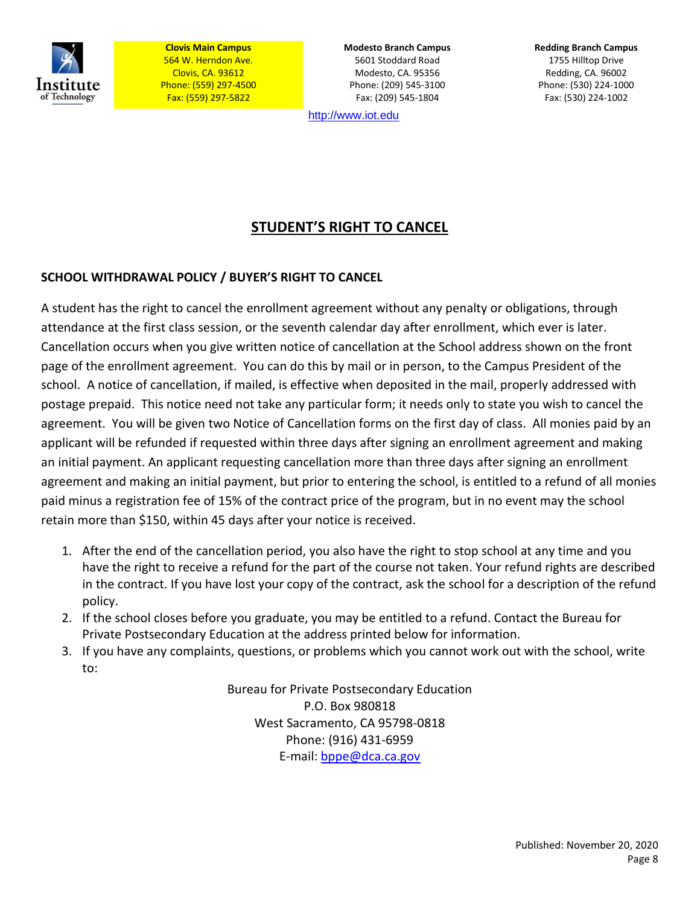**Clovis Main Campus**
564 W. Herndon Ave.
Clovis, CA. 93612
Phone: (559) 297-4500
Fax: (559) 297-5822

**Modesto Branch Campus**
5601 Stoddard Road
Modesto, CA. 95356
Phone: (209) 545-3100
Fax: (209) 545-1804

**Redding Branch Campus**
1755 Hilltop Drive
Redding, CA. 96002
Phone: (530) 224-1000
Fax: (530) 224-1002

http://www.iot.edu

# STUDENT'S RIGHT TO CANCEL

## SCHOOL WITHDRAWAL POLICY / BUYER'S RIGHT TO CANCEL

A student has the right to cancel the enrollment agreement without any penalty or obligations, through attendance at the first class session, or the seventh calendar day after enrollment, which ever is later. Cancellation occurs when you give written notice of cancellation at the School address shown on the front page of the enrollment agreement. You can do this by mail or in person, to the Campus President of the school. A notice of cancellation, if mailed, is effective when deposited in the mail, properly addressed with postage prepaid. This notice need not take any particular form; it needs only to state you wish to cancel the agreement. You will be given two Notice of Cancellation forms on the first day of class. All monies paid by an applicant will be refunded if requested within three days after signing an enrollment agreement and making an initial payment. An applicant requesting cancellation more than three days after signing an enrollment agreement and making an initial payment, but prior to entering the school, is entitled to a refund of all monies paid minus a registration fee of 15% of the contract price of the program, but in no event may the school retain more than $150, within 45 days after your notice is received.

1. After the end of the cancellation period, you also have the right to stop school at any time and you have the right to receive a refund for the part of the course not taken. Your refund rights are described in the contract. If you have lost your copy of the contract, ask the school for a description of the refund policy.
2. If the school closes before you graduate, you may be entitled to a refund. Contact the Bureau for Private Postsecondary Education at the address printed below for information.
3. If you have any complaints, questions, or problems which you cannot work out with the school, write to:

Bureau for Private Postsecondary Education
P.O. Box 980818
West Sacramento, CA 95798-0818
Phone: (916) 431-6959
E-mail: bppe@dca.ca.gov

Published: November 20, 2020